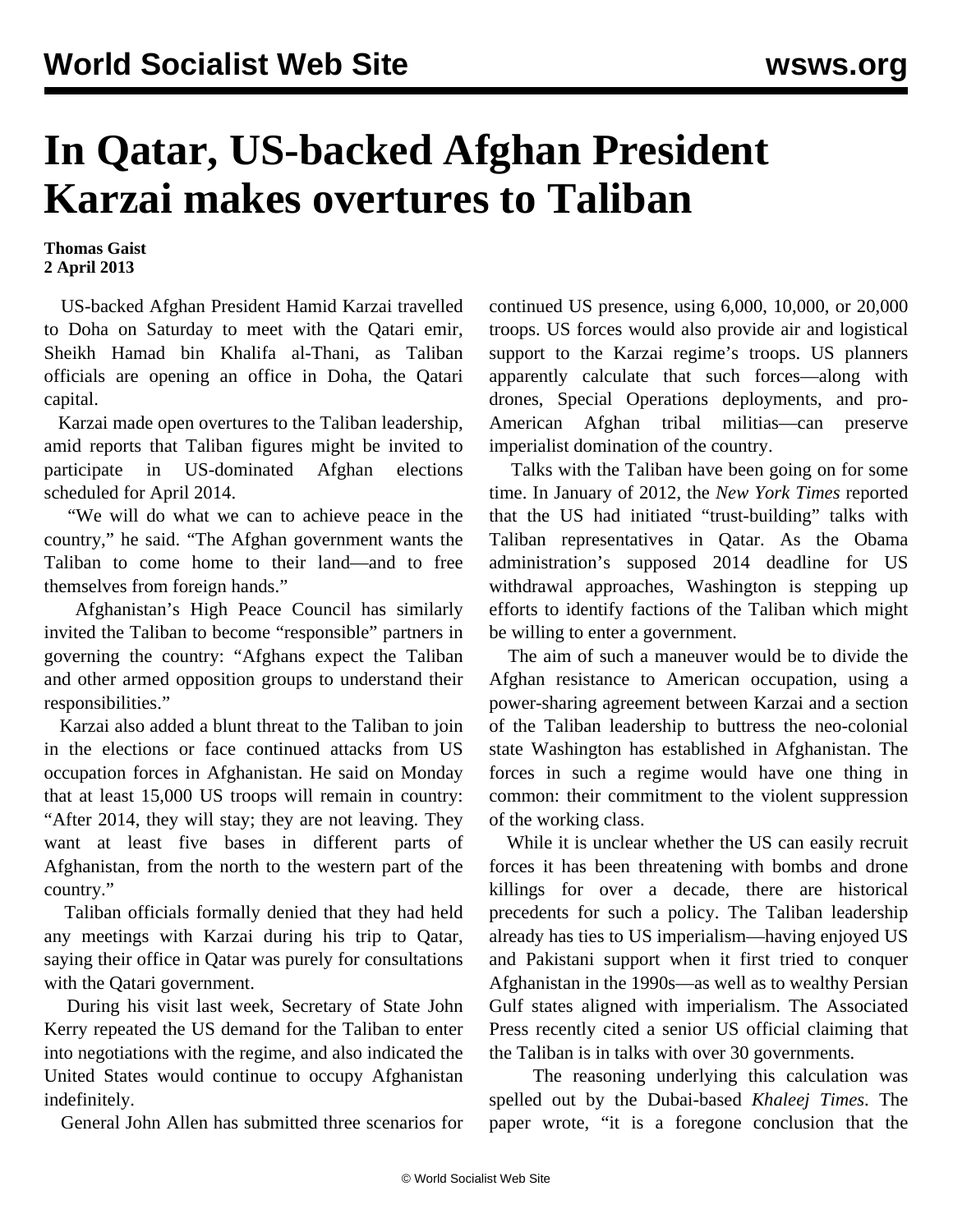# In Qatar, US-backed Afghan President Karzai makes overtures to Taliban

**Thomas Gaist**
**2 April 2013**

US-backed Afghan President Hamid Karzai travelled to Doha on Saturday to meet with the Qatari emir, Sheikh Hamad bin Khalifa al-Thani, as Taliban officials are opening an office in Doha, the Qatari capital.

Karzai made open overtures to the Taliban leadership, amid reports that Taliban figures might be invited to participate in US-dominated Afghan elections scheduled for April 2014.

"We will do what we can to achieve peace in the country," he said. "The Afghan government wants the Taliban to come home to their land—and to free themselves from foreign hands."

Afghanistan's High Peace Council has similarly invited the Taliban to become "responsible" partners in governing the country: "Afghans expect the Taliban and other armed opposition groups to understand their responsibilities."

Karzai also added a blunt threat to the Taliban to join in the elections or face continued attacks from US occupation forces in Afghanistan. He said on Monday that at least 15,000 US troops will remain in country: "After 2014, they will stay; they are not leaving. They want at least five bases in different parts of Afghanistan, from the north to the western part of the country."

Taliban officials formally denied that they had held any meetings with Karzai during his trip to Qatar, saying their office in Qatar was purely for consultations with the Qatari government.

During his visit last week, Secretary of State John Kerry repeated the US demand for the Taliban to enter into negotiations with the regime, and also indicated the United States would continue to occupy Afghanistan indefinitely.

General John Allen has submitted three scenarios for continued US presence, using 6,000, 10,000, or 20,000 troops. US forces would also provide air and logistical support to the Karzai regime's troops. US planners apparently calculate that such forces—along with drones, Special Operations deployments, and pro-American Afghan tribal militias—can preserve imperialist domination of the country.

Talks with the Taliban have been going on for some time. In January of 2012, the *New York Times* reported that the US had initiated "trust-building" talks with Taliban representatives in Qatar. As the Obama administration's supposed 2014 deadline for US withdrawal approaches, Washington is stepping up efforts to identify factions of the Taliban which might be willing to enter a government.

The aim of such a maneuver would be to divide the Afghan resistance to American occupation, using a power-sharing agreement between Karzai and a section of the Taliban leadership to buttress the neo-colonial state Washington has established in Afghanistan. The forces in such a regime would have one thing in common: their commitment to the violent suppression of the working class.

While it is unclear whether the US can easily recruit forces it has been threatening with bombs and drone killings for over a decade, there are historical precedents for such a policy. The Taliban leadership already has ties to US imperialism—having enjoyed US and Pakistani support when it first tried to conquer Afghanistan in the 1990s—as well as to wealthy Persian Gulf states aligned with imperialism. The Associated Press recently cited a senior US official claiming that the Taliban is in talks with over 30 governments.

The reasoning underlying this calculation was spelled out by the Dubai-based *Khaleej Times*. The paper wrote, "it is a foregone conclusion that the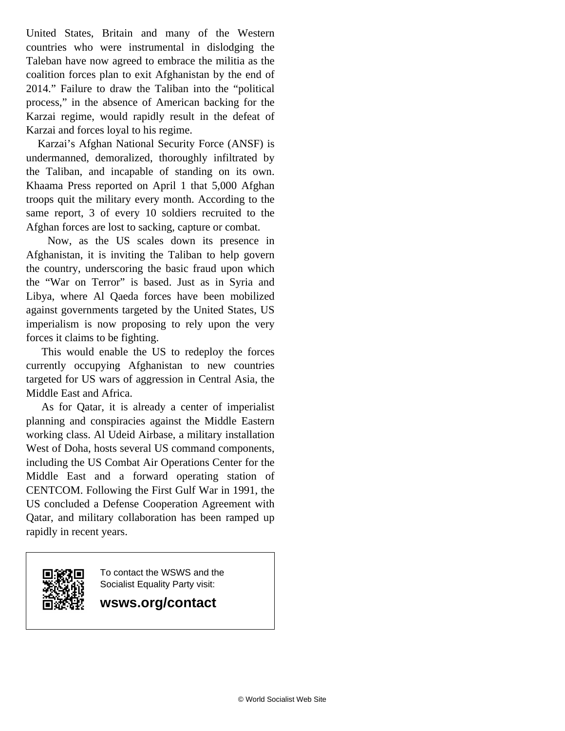United States, Britain and many of the Western countries who were instrumental in dislodging the Taleban have now agreed to embrace the militia as the coalition forces plan to exit Afghanistan by the end of 2014." Failure to draw the Taliban into the "political process," in the absence of American backing for the Karzai regime, would rapidly result in the defeat of Karzai and forces loyal to his regime.

Karzai's Afghan National Security Force (ANSF) is undermanned, demoralized, thoroughly infiltrated by the Taliban, and incapable of standing on its own. Khaama Press reported on April 1 that 5,000 Afghan troops quit the military every month. According to the same report, 3 of every 10 soldiers recruited to the Afghan forces are lost to sacking, capture or combat.

Now, as the US scales down its presence in Afghanistan, it is inviting the Taliban to help govern the country, underscoring the basic fraud upon which the "War on Terror" is based. Just as in Syria and Libya, where Al Qaeda forces have been mobilized against governments targeted by the United States, US imperialism is now proposing to rely upon the very forces it claims to be fighting.

This would enable the US to redeploy the forces currently occupying Afghanistan to new countries targeted for US wars of aggression in Central Asia, the Middle East and Africa.

As for Qatar, it is already a center of imperialist planning and conspiracies against the Middle Eastern working class. Al Udeid Airbase, a military installation West of Doha, hosts several US command components, including the US Combat Air Operations Center for the Middle East and a forward operating station of CENTCOM. Following the First Gulf War in 1991, the US concluded a Defense Cooperation Agreement with Qatar, and military collaboration has been ramped up rapidly in recent years.

To contact the WSWS and the Socialist Equality Party visit:

**wsws.org/contact**